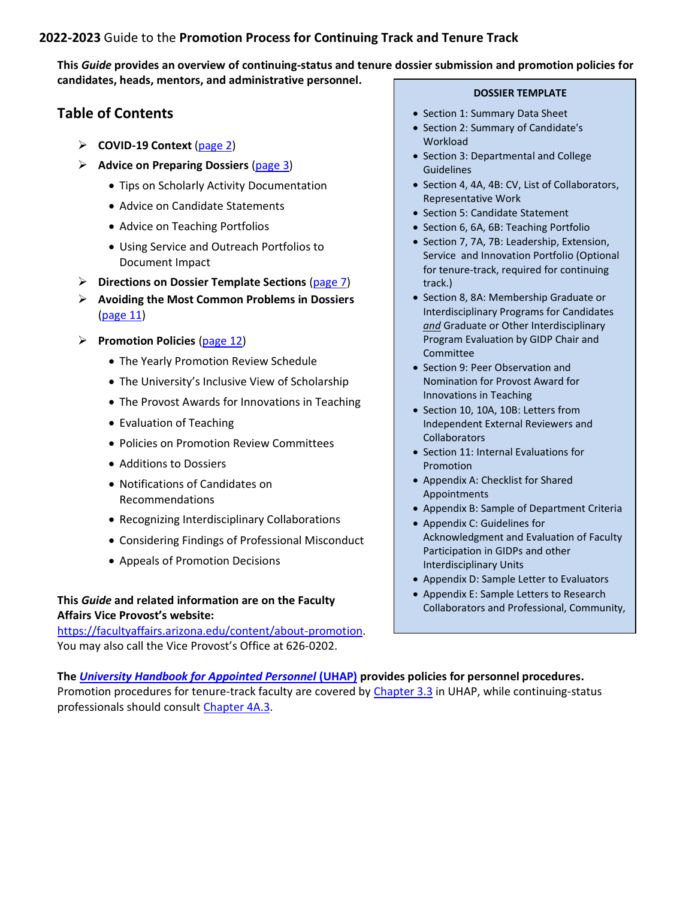**2022-2023** Guide to the **Promotion Process for Continuing Track and Tenure Track**

**This *Guide* provides an overview of continuing-status and tenure dossier submission and promotion policies for candidates, heads, mentors, and administrative personnel.**

## Table of Contents

- **COVID-19 Context** (page 2)
- **Advice on Preparing Dossiers** (page 3)
  - Tips on Scholarly Activity Documentation
  - Advice on Candidate Statements
  - Advice on Teaching Portfolios
  - Using Service and Outreach Portfolios to Document Impact
- **Directions on Dossier Template Sections** (page 7)
- **Avoiding the Most Common Problems in Dossiers** (page 11)
- **Promotion Policies** (page 12)
  - The Yearly Promotion Review Schedule
  - The University's Inclusive View of Scholarship
  - The Provost Awards for Innovations in Teaching
  - Evaluation of Teaching
  - Policies on Promotion Review Committees
  - Additions to Dossiers
  - Notifications of Candidates on Recommendations
  - Recognizing Interdisciplinary Collaborations
  - Considering Findings of Professional Misconduct
  - Appeals of Promotion Decisions

**DOSSIER TEMPLATE**

- Section 1: Summary Data Sheet
- Section 2: Summary of Candidate's Workload
- Section 3: Departmental and College Guidelines
- Section 4, 4A, 4B: CV, List of Collaborators, Representative Work
- Section 5: Candidate Statement
- Section 6, 6A, 6B: Teaching Portfolio
- Section 7, 7A, 7B: Leadership, Extension, Service and Innovation Portfolio (Optional for tenure-track, required for continuing track.)
- Section 8, 8A: Membership Graduate or Interdisciplinary Programs for Candidates *and* Graduate or Other Interdisciplinary Program Evaluation by GIDP Chair and Committee
- Section 9: Peer Observation and Nomination for Provost Award for Innovations in Teaching
- Section 10, 10A, 10B: Letters from Independent External Reviewers and Collaborators
- Section 11: Internal Evaluations for Promotion
- Appendix A: Checklist for Shared Appointments
- Appendix B: Sample of Department Criteria
- Appendix C: Guidelines for Acknowledgment and Evaluation of Faculty Participation in GIDPs and other Interdisciplinary Units
- Appendix D: Sample Letter to Evaluators
- Appendix E: Sample Letters to Research Collaborators and Professional, Community,

**This *Guide* and related information are on the Faculty Affairs Vice Provost's website:**
https://facultyaffairs.arizona.edu/content/about-promotion.
You may also call the Vice Provost's Office at 626-0202.

**The *University Handbook for Appointed Personnel* (UHAP) provides policies for personnel procedures.**
Promotion procedures for tenure-track faculty are covered by Chapter 3.3 in UHAP, while continuing-status professionals should consult Chapter 4A.3.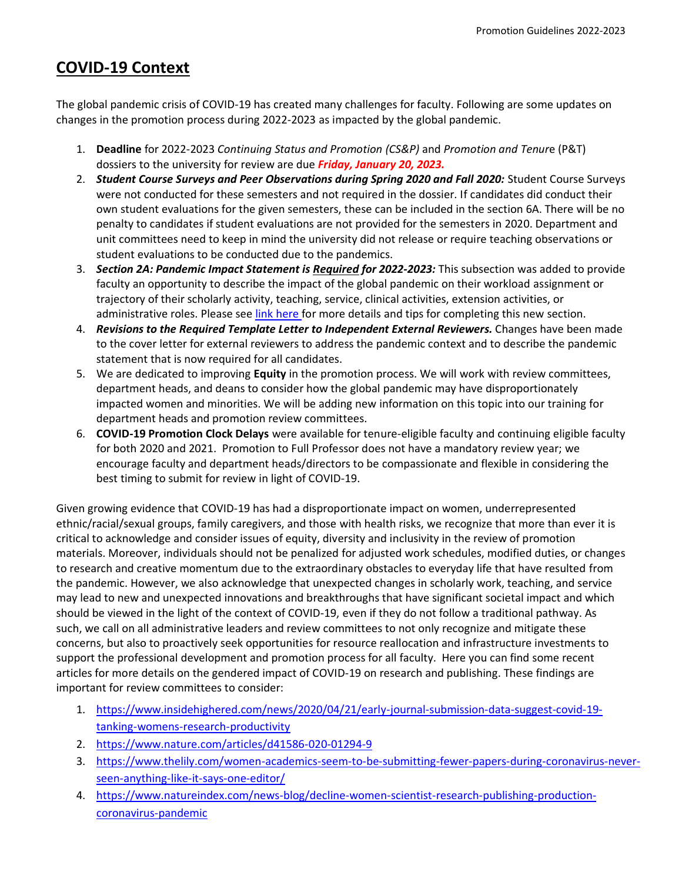## COVID-19 Context

The global pandemic crisis of COVID-19 has created many challenges for faculty. Following are some updates on changes in the promotion process during 2022-2023 as impacted by the global pandemic.

1. **Deadline** for 2022-2023 *Continuing Status and Promotion (CS&P)* and *Promotion and Tenure* (P&T) dossiers to the university for review are due ***Friday, January 20, 2023.***
2. ***Student Course Surveys and Peer Observations during Spring 2020 and Fall 2020:*** Student Course Surveys were not conducted for these semesters and not required in the dossier. If candidates did conduct their own student evaluations for the given semesters, these can be included in the section 6A. There will be no penalty to candidates if student evaluations are not provided for the semesters in 2020. Department and unit committees need to keep in mind the university did not release or require teaching observations or student evaluations to be conducted due to the pandemics.
3. ***Section 2A: Pandemic Impact Statement is Required for 2022-2023:*** This subsection was added to provide faculty an opportunity to describe the impact of the global pandemic on their workload assignment or trajectory of their scholarly activity, teaching, service, clinical activities, extension activities, or administrative roles. Please see link here for more details and tips for completing this new section.
4. ***Revisions to the Required Template Letter to Independent External Reviewers.*** Changes have been made to the cover letter for external reviewers to address the pandemic context and to describe the pandemic statement that is now required for all candidates.
5. We are dedicated to improving **Equity** in the promotion process. We will work with review committees, department heads, and deans to consider how the global pandemic may have disproportionately impacted women and minorities. We will be adding new information on this topic into our training for department heads and promotion review committees.
6. **COVID-19 Promotion Clock Delays** were available for tenure-eligible faculty and continuing eligible faculty for both 2020 and 2021. Promotion to Full Professor does not have a mandatory review year; we encourage faculty and department heads/directors to be compassionate and flexible in considering the best timing to submit for review in light of COVID-19.

Given growing evidence that COVID-19 has had a disproportionate impact on women, underrepresented ethnic/racial/sexual groups, family caregivers, and those with health risks, we recognize that more than ever it is critical to acknowledge and consider issues of equity, diversity and inclusivity in the review of promotion materials. Moreover, individuals should not be penalized for adjusted work schedules, modified duties, or changes to research and creative momentum due to the extraordinary obstacles to everyday life that have resulted from the pandemic. However, we also acknowledge that unexpected changes in scholarly work, teaching, and service may lead to new and unexpected innovations and breakthroughs that have significant societal impact and which should be viewed in the light of the context of COVID-19, even if they do not follow a traditional pathway. As such, we call on all administrative leaders and review committees to not only recognize and mitigate these concerns, but also to proactively seek opportunities for resource reallocation and infrastructure investments to support the professional development and promotion process for all faculty. Here you can find some recent articles for more details on the gendered impact of COVID-19 on research and publishing. These findings are important for review committees to consider:

1. https://www.insidehighered.com/news/2020/04/21/early-journal-submission-data-suggest-covid-19-tanking-womens-research-productivity
2. https://www.nature.com/articles/d41586-020-01294-9
3. https://www.thelily.com/women-academics-seem-to-be-submitting-fewer-papers-during-coronavirus-never-seen-anything-like-it-says-one-editor/
4. https://www.natureindex.com/news-blog/decline-women-scientist-research-publishing-production-coronavirus-pandemic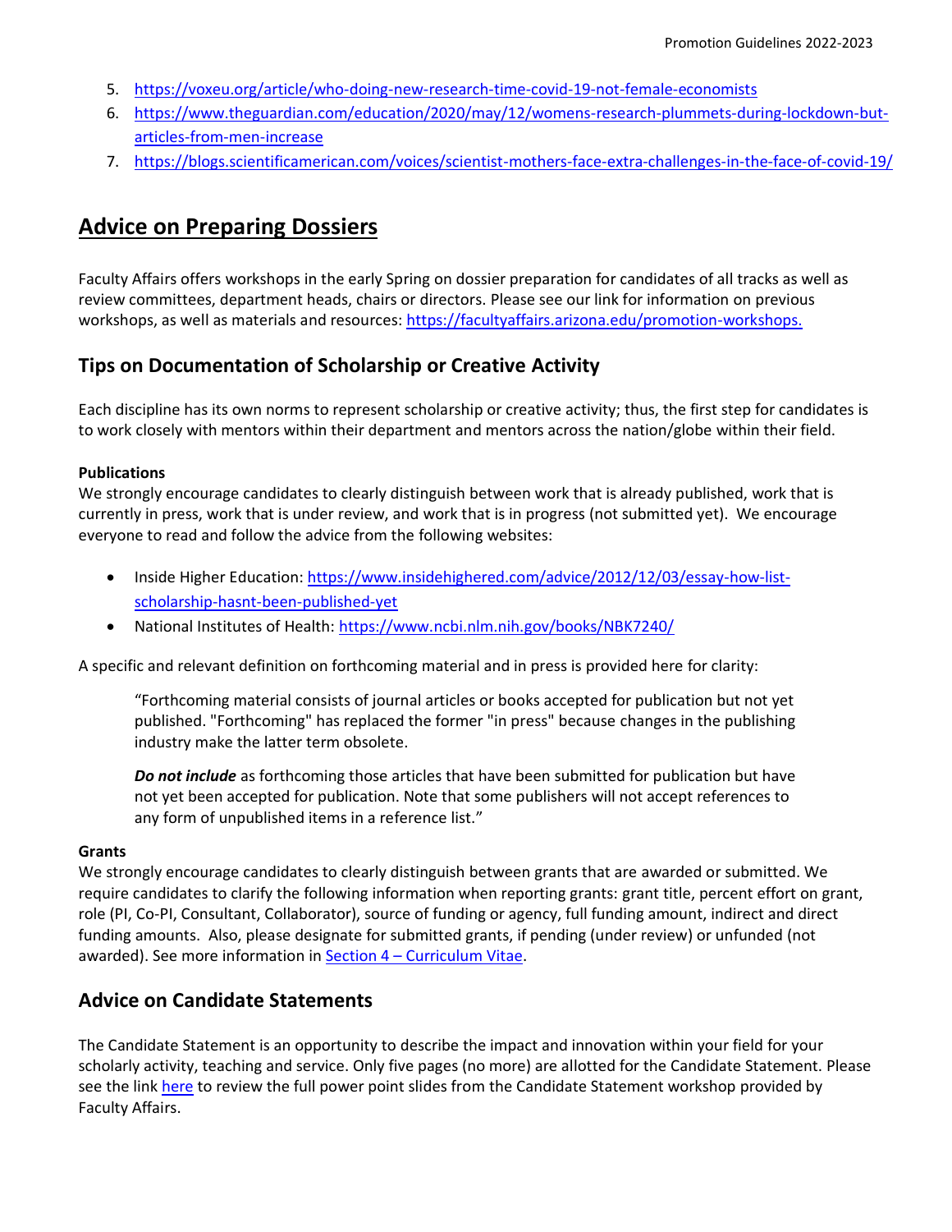5. https://voxeu.org/article/who-doing-new-research-time-covid-19-not-female-economists
6. https://www.theguardian.com/education/2020/may/12/womens-research-plummets-during-lockdown-but-articles-from-men-increase
7. https://blogs.scientificamerican.com/voices/scientist-mothers-face-extra-challenges-in-the-face-of-covid-19/

# Advice on Preparing Dossiers

Faculty Affairs offers workshops in the early Spring on dossier preparation for candidates of all tracks as well as review committees, department heads, chairs or directors. Please see our link for information on previous workshops, as well as materials and resources: https://facultyaffairs.arizona.edu/promotion-workshops.

## Tips on Documentation of Scholarship or Creative Activity

Each discipline has its own norms to represent scholarship or creative activity; thus, the first step for candidates is to work closely with mentors within their department and mentors across the nation/globe within their field.

**Publications**

We strongly encourage candidates to clearly distinguish between work that is already published, work that is currently in press, work that is under review, and work that is in progress (not submitted yet). We encourage everyone to read and follow the advice from the following websites:

- Inside Higher Education: https://www.insidehighered.com/advice/2012/12/03/essay-how-list-scholarship-hasnt-been-published-yet
- National Institutes of Health: https://www.ncbi.nlm.nih.gov/books/NBK7240/

A specific and relevant definition on forthcoming material and in press is provided here for clarity:

> "Forthcoming material consists of journal articles or books accepted for publication but not yet published. "Forthcoming" has replaced the former "in press" because changes in the publishing industry make the latter term obsolete.
>
> ***Do not include*** as forthcoming those articles that have been submitted for publication but have not yet been accepted for publication. Note that some publishers will not accept references to any form of unpublished items in a reference list."

**Grants**

We strongly encourage candidates to clearly distinguish between grants that are awarded or submitted. We require candidates to clarify the following information when reporting grants: grant title, percent effort on grant, role (PI, Co-PI, Consultant, Collaborator), source of funding or agency, full funding amount, indirect and direct funding amounts. Also, please designate for submitted grants, if pending (under review) or unfunded (not awarded). See more information in Section 4 – Curriculum Vitae.

## Advice on Candidate Statements

The Candidate Statement is an opportunity to describe the impact and innovation within your field for your scholarly activity, teaching and service. Only five pages (no more) are allotted for the Candidate Statement. Please see the link here to review the full power point slides from the Candidate Statement workshop provided by Faculty Affairs.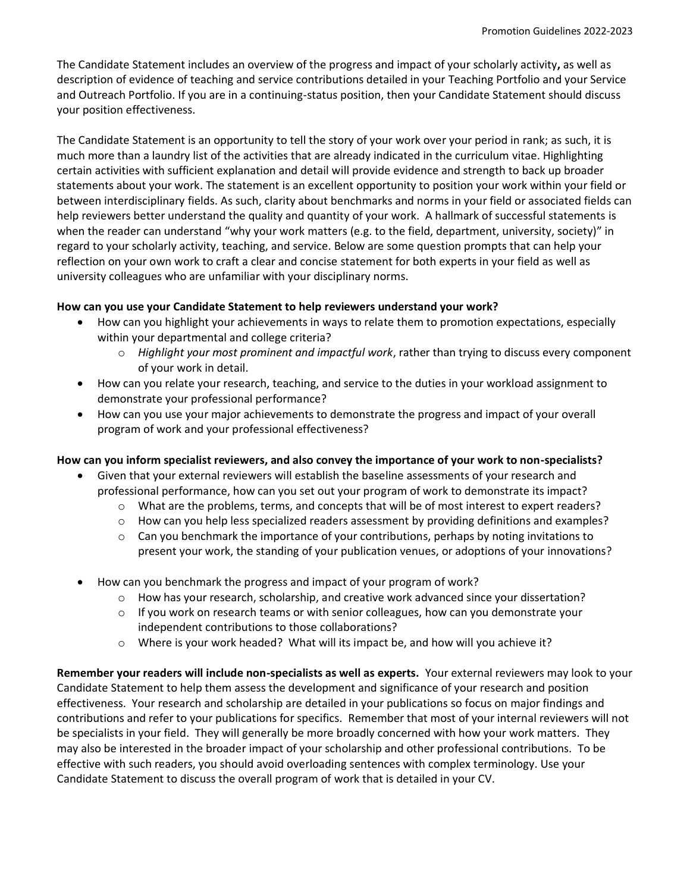The Candidate Statement includes an overview of the progress and impact of your scholarly activity**,** as well as description of evidence of teaching and service contributions detailed in your Teaching Portfolio and your Service and Outreach Portfolio. If you are in a continuing-status position, then your Candidate Statement should discuss your position effectiveness.

The Candidate Statement is an opportunity to tell the story of your work over your period in rank; as such, it is much more than a laundry list of the activities that are already indicated in the curriculum vitae. Highlighting certain activities with sufficient explanation and detail will provide evidence and strength to back up broader statements about your work. The statement is an excellent opportunity to position your work within your field or between interdisciplinary fields. As such, clarity about benchmarks and norms in your field or associated fields can help reviewers better understand the quality and quantity of your work. A hallmark of successful statements is when the reader can understand "why your work matters (e.g. to the field, department, university, society)" in regard to your scholarly activity, teaching, and service. Below are some question prompts that can help your reflection on your own work to craft a clear and concise statement for both experts in your field as well as university colleagues who are unfamiliar with your disciplinary norms.

**How can you use your Candidate Statement to help reviewers understand your work?**

- How can you highlight your achievements in ways to relate them to promotion expectations, especially within your departmental and college criteria?
  - *Highlight your most prominent and impactful work*, rather than trying to discuss every component of your work in detail.
- How can you relate your research, teaching, and service to the duties in your workload assignment to demonstrate your professional performance?
- How can you use your major achievements to demonstrate the progress and impact of your overall program of work and your professional effectiveness?

**How can you inform specialist reviewers, and also convey the importance of your work to non-specialists?**

- Given that your external reviewers will establish the baseline assessments of your research and professional performance, how can you set out your program of work to demonstrate its impact?
  - What are the problems, terms, and concepts that will be of most interest to expert readers?
  - How can you help less specialized readers assessment by providing definitions and examples?
  - Can you benchmark the importance of your contributions, perhaps by noting invitations to present your work, the standing of your publication venues, or adoptions of your innovations?
- How can you benchmark the progress and impact of your program of work?
  - How has your research, scholarship, and creative work advanced since your dissertation?
  - If you work on research teams or with senior colleagues, how can you demonstrate your independent contributions to those collaborations?
  - Where is your work headed? What will its impact be, and how will you achieve it?

**Remember your readers will include non-specialists as well as experts.** Your external reviewers may look to your Candidate Statement to help them assess the development and significance of your research and position effectiveness. Your research and scholarship are detailed in your publications so focus on major findings and contributions and refer to your publications for specifics. Remember that most of your internal reviewers will not be specialists in your field. They will generally be more broadly concerned with how your work matters. They may also be interested in the broader impact of your scholarship and other professional contributions. To be effective with such readers, you should avoid overloading sentences with complex terminology. Use your Candidate Statement to discuss the overall program of work that is detailed in your CV.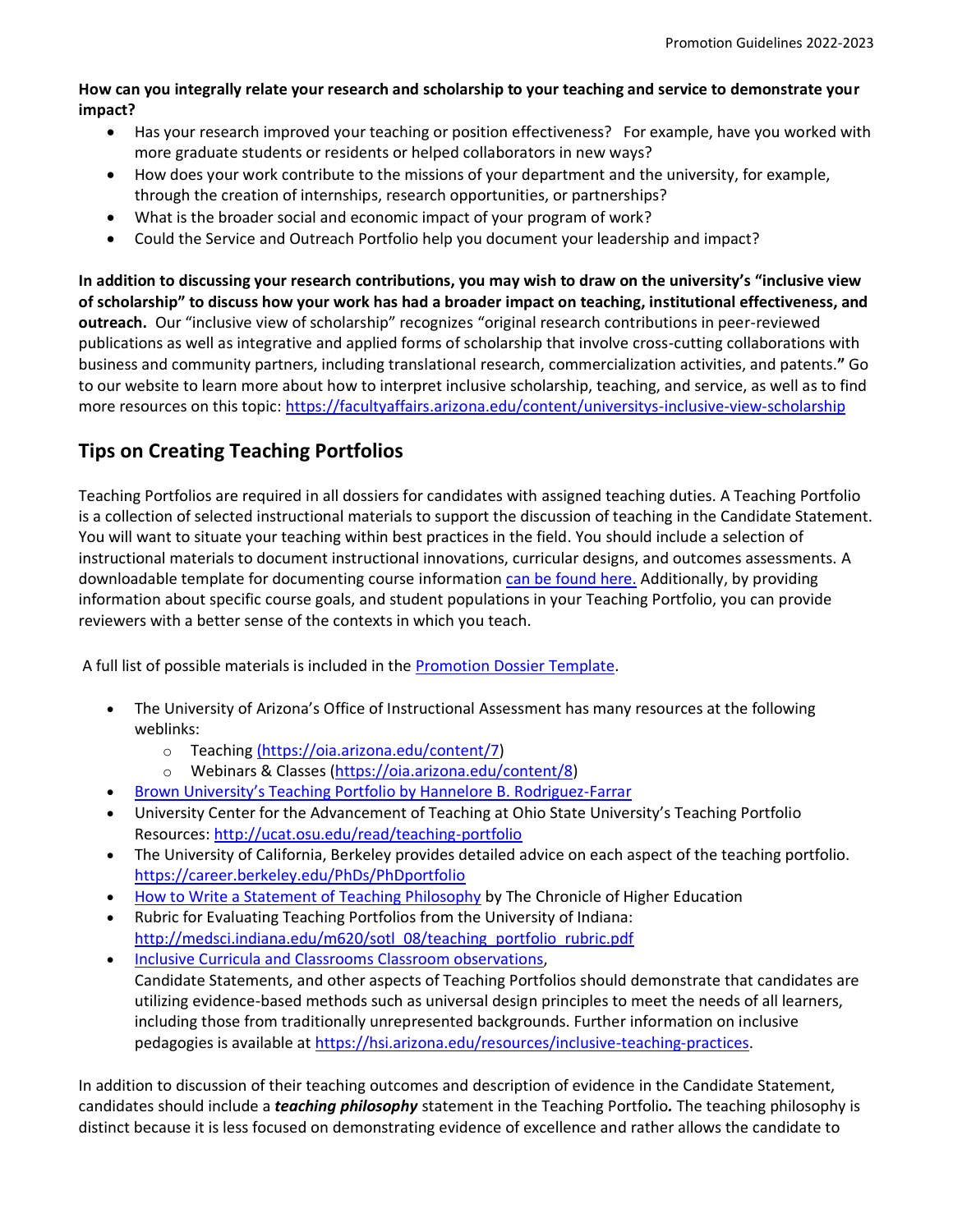**How can you integrally relate your research and scholarship to your teaching and service to demonstrate your impact?**

- Has your research improved your teaching or position effectiveness? For example, have you worked with more graduate students or residents or helped collaborators in new ways?
- How does your work contribute to the missions of your department and the university, for example, through the creation of internships, research opportunities, or partnerships?
- What is the broader social and economic impact of your program of work?
- Could the Service and Outreach Portfolio help you document your leadership and impact?

**In addition to discussing your research contributions, you may wish to draw on the university's "inclusive view of scholarship" to discuss how your work has had a broader impact on teaching, institutional effectiveness, and outreach.** Our "inclusive view of scholarship" recognizes "original research contributions in peer-reviewed publications as well as integrative and applied forms of scholarship that involve cross-cutting collaborations with business and community partners, including translational research, commercialization activities, and patents.**"** Go to our website to learn more about how to interpret inclusive scholarship, teaching, and service, as well as to find more resources on this topic: https://facultyaffairs.arizona.edu/content/universitys-inclusive-view-scholarship

## Tips on Creating Teaching Portfolios

Teaching Portfolios are required in all dossiers for candidates with assigned teaching duties. A Teaching Portfolio is a collection of selected instructional materials to support the discussion of teaching in the Candidate Statement. You will want to situate your teaching within best practices in the field. You should include a selection of instructional materials to document instructional innovations, curricular designs, and outcomes assessments. A downloadable template for documenting course information can be found here. Additionally, by providing information about specific course goals, and student populations in your Teaching Portfolio, you can provide reviewers with a better sense of the contexts in which you teach.

A full list of possible materials is included in the Promotion Dossier Template.

- The University of Arizona's Office of Instructional Assessment has many resources at the following weblinks:
  - Teaching (https://oia.arizona.edu/content/7)
  - Webinars & Classes (https://oia.arizona.edu/content/8)
- Brown University's Teaching Portfolio by Hannelore B. Rodriguez-Farrar
- University Center for the Advancement of Teaching at Ohio State University's Teaching Portfolio Resources: http://ucat.osu.edu/read/teaching-portfolio
- The University of California, Berkeley provides detailed advice on each aspect of the teaching portfolio. https://career.berkeley.edu/PhDs/PhDportfolio
- How to Write a Statement of Teaching Philosophy by The Chronicle of Higher Education
- Rubric for Evaluating Teaching Portfolios from the University of Indiana: http://medsci.indiana.edu/m620/sotl_08/teaching_portfolio_rubric.pdf
- Inclusive Curricula and Classrooms Classroom observations,
  Candidate Statements, and other aspects of Teaching Portfolios should demonstrate that candidates are utilizing evidence-based methods such as universal design principles to meet the needs of all learners, including those from traditionally unrepresented backgrounds. Further information on inclusive pedagogies is available at https://hsi.arizona.edu/resources/inclusive-teaching-practices.

In addition to discussion of their teaching outcomes and description of evidence in the Candidate Statement, candidates should include a ***teaching philosophy*** statement in the Teaching Portfolio***.*** The teaching philosophy is distinct because it is less focused on demonstrating evidence of excellence and rather allows the candidate to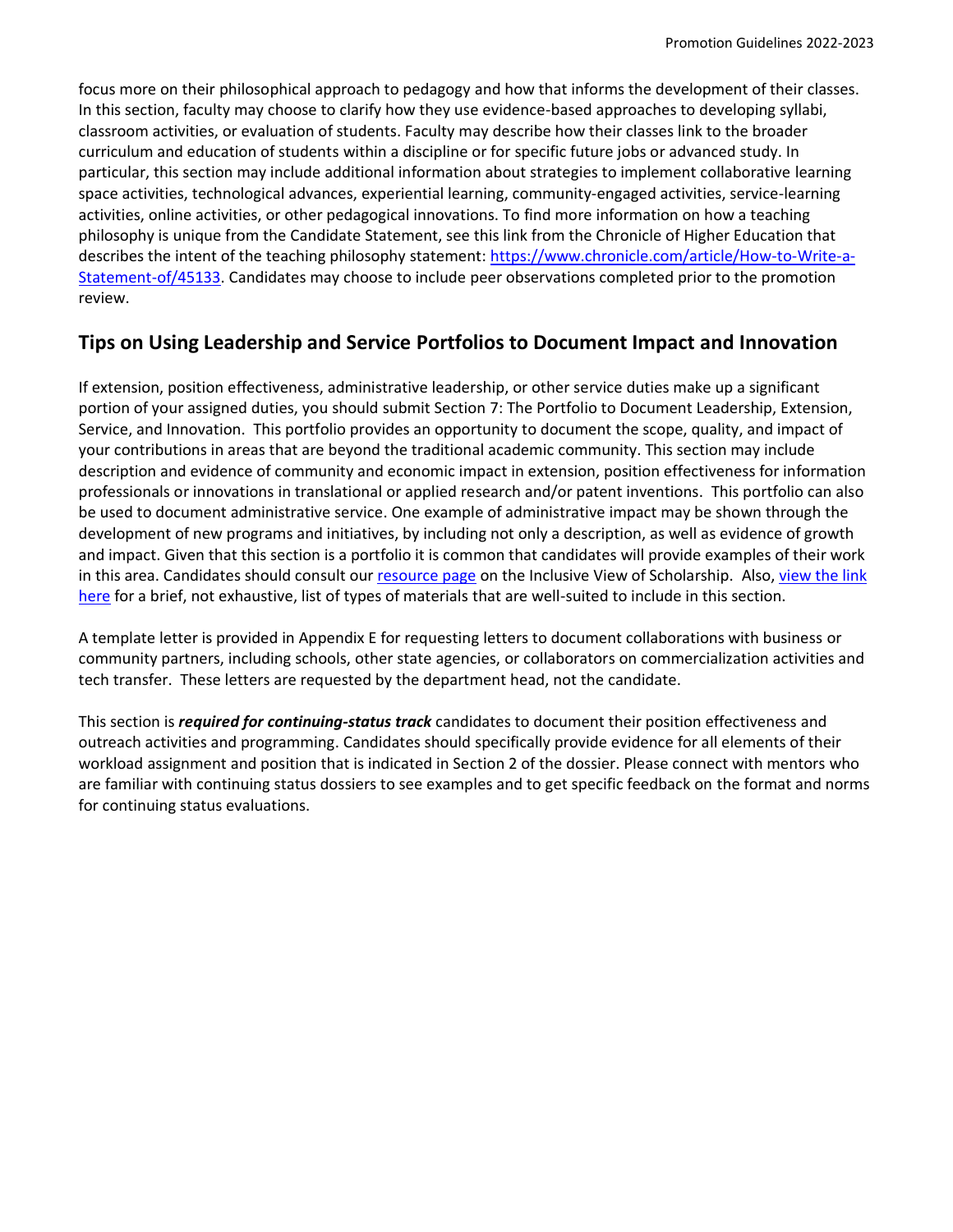focus more on their philosophical approach to pedagogy and how that informs the development of their classes. In this section, faculty may choose to clarify how they use evidence-based approaches to developing syllabi, classroom activities, or evaluation of students. Faculty may describe how their classes link to the broader curriculum and education of students within a discipline or for specific future jobs or advanced study. In particular, this section may include additional information about strategies to implement collaborative learning space activities, technological advances, experiential learning, community-engaged activities, service-learning activities, online activities, or other pedagogical innovations. To find more information on how a teaching philosophy is unique from the Candidate Statement, see this link from the Chronicle of Higher Education that describes the intent of the teaching philosophy statement: [https://www.chronicle.com/article/How-to-Write-a-Statement-of/45133](https://www.chronicle.com/article/How-to-Write-a-Statement-of/45133). Candidates may choose to include peer observations completed prior to the promotion review.

## Tips on Using Leadership and Service Portfolios to Document Impact and Innovation

If extension, position effectiveness, administrative leadership, or other service duties make up a significant portion of your assigned duties, you should submit Section 7: The Portfolio to Document Leadership, Extension, Service, and Innovation. This portfolio provides an opportunity to document the scope, quality, and impact of your contributions in areas that are beyond the traditional academic community. This section may include description and evidence of community and economic impact in extension, position effectiveness for information professionals or innovations in translational or applied research and/or patent inventions. This portfolio can also be used to document administrative service. One example of administrative impact may be shown through the development of new programs and initiatives, by including not only a description, as well as evidence of growth and impact. Given that this section is a portfolio it is common that candidates will provide examples of their work in this area. Candidates should consult our resource page on the Inclusive View of Scholarship. Also, view the link here for a brief, not exhaustive, list of types of materials that are well-suited to include in this section.

A template letter is provided in Appendix E for requesting letters to document collaborations with business or community partners, including schools, other state agencies, or collaborators on commercialization activities and tech transfer. These letters are requested by the department head, not the candidate.

This section is ***required for continuing-status track*** candidates to document their position effectiveness and outreach activities and programming. Candidates should specifically provide evidence for all elements of their workload assignment and position that is indicated in Section 2 of the dossier. Please connect with mentors who are familiar with continuing status dossiers to see examples and to get specific feedback on the format and norms for continuing status evaluations.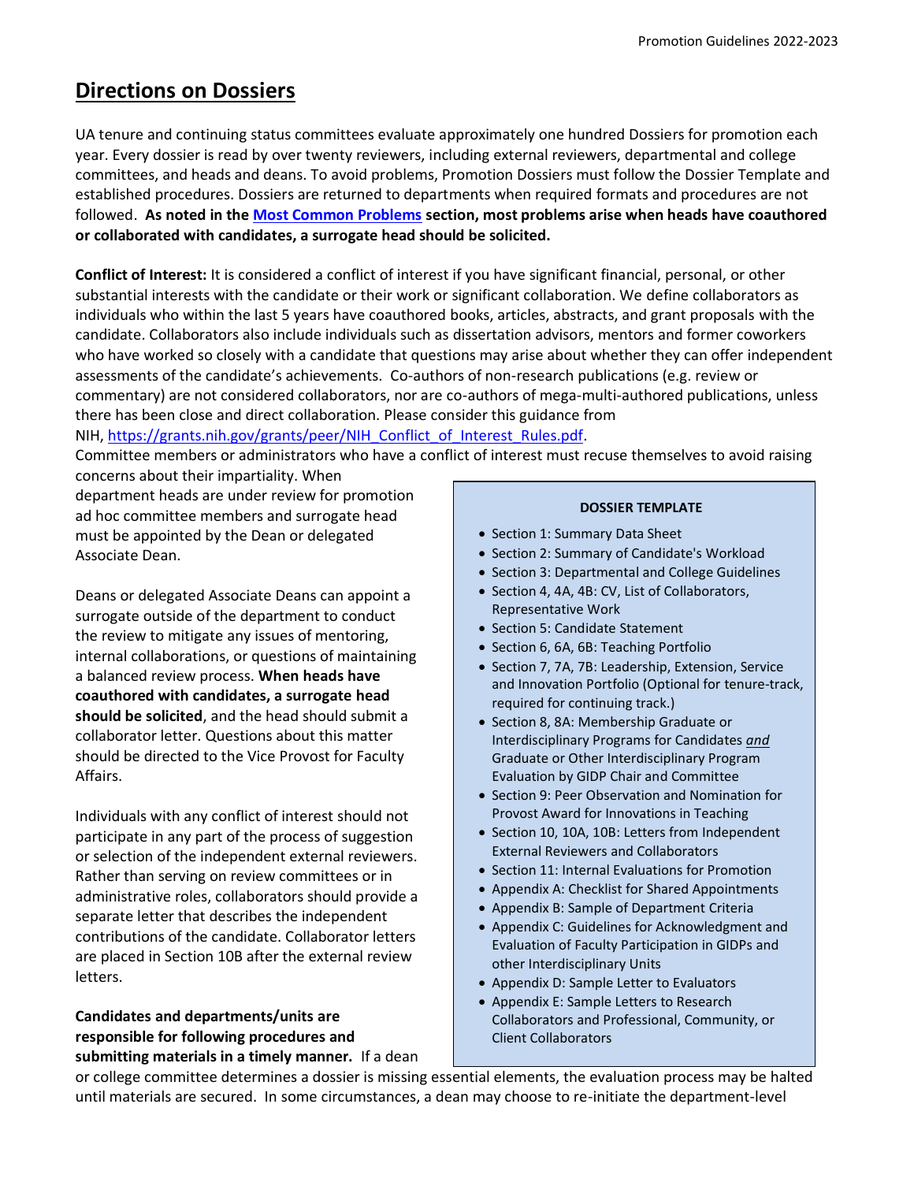## Directions on Dossiers

UA tenure and continuing status committees evaluate approximately one hundred Dossiers for promotion each year. Every dossier is read by over twenty reviewers, including external reviewers, departmental and college committees, and heads and deans. To avoid problems, Promotion Dossiers must follow the Dossier Template and established procedures. Dossiers are returned to departments when required formats and procedures are not followed. **As noted in the [Most Common Problems](#) section, most problems arise when heads have coauthored or collaborated with candidates, a surrogate head should be solicited.**

**Conflict of Interest:** It is considered a conflict of interest if you have significant financial, personal, or other substantial interests with the candidate or their work or significant collaboration. We define collaborators as individuals who within the last 5 years have coauthored books, articles, abstracts, and grant proposals with the candidate. Collaborators also include individuals such as dissertation advisors, mentors and former coworkers who have worked so closely with a candidate that questions may arise about whether they can offer independent assessments of the candidate's achievements. Co-authors of non-research publications (e.g. review or commentary) are not considered collaborators, nor are co-authors of mega-multi-authored publications, unless there has been close and direct collaboration. Please consider this guidance from NIH, https://grants.nih.gov/grants/peer/NIH_Conflict_of_Interest_Rules.pdf.

Committee members or administrators who have a conflict of interest must recuse themselves to avoid raising concerns about their impartiality. When department heads are under review for promotion ad hoc committee members and surrogate head must be appointed by the Dean or delegated Associate Dean.

Deans or delegated Associate Deans can appoint a surrogate outside of the department to conduct the review to mitigate any issues of mentoring, internal collaborations, or questions of maintaining a balanced review process. **When heads have coauthored with candidates, a surrogate head should be solicited**, and the head should submit a collaborator letter. Questions about this matter should be directed to the Vice Provost for Faculty Affairs.

Individuals with any conflict of interest should not participate in any part of the process of suggestion or selection of the independent external reviewers. Rather than serving on review committees or in administrative roles, collaborators should provide a separate letter that describes the independent contributions of the candidate. Collaborator letters are placed in Section 10B after the external review letters.

**DOSSIER TEMPLATE**

- Section 1: Summary Data Sheet
- Section 2: Summary of Candidate's Workload
- Section 3: Departmental and College Guidelines
- Section 4, 4A, 4B: CV, List of Collaborators, Representative Work
- Section 5: Candidate Statement
- Section 6, 6A, 6B: Teaching Portfolio
- Section 7, 7A, 7B: Leadership, Extension, Service and Innovation Portfolio (Optional for tenure-track, required for continuing track.)
- Section 8, 8A: Membership Graduate or Interdisciplinary Programs for Candidates *and* Graduate or Other Interdisciplinary Program Evaluation by GIDP Chair and Committee
- Section 9: Peer Observation and Nomination for Provost Award for Innovations in Teaching
- Section 10, 10A, 10B: Letters from Independent External Reviewers and Collaborators
- Section 11: Internal Evaluations for Promotion
- Appendix A: Checklist for Shared Appointments
- Appendix B: Sample of Department Criteria
- Appendix C: Guidelines for Acknowledgment and Evaluation of Faculty Participation in GIDPs and other Interdisciplinary Units
- Appendix D: Sample Letter to Evaluators
- Appendix E: Sample Letters to Research Collaborators and Professional, Community, or Client Collaborators

**Candidates and departments/units are responsible for following procedures and submitting materials in a timely manner.** If a dean or college committee determines a dossier is missing essential elements, the evaluation process may be halted until materials are secured. In some circumstances, a dean may choose to re-initiate the department-level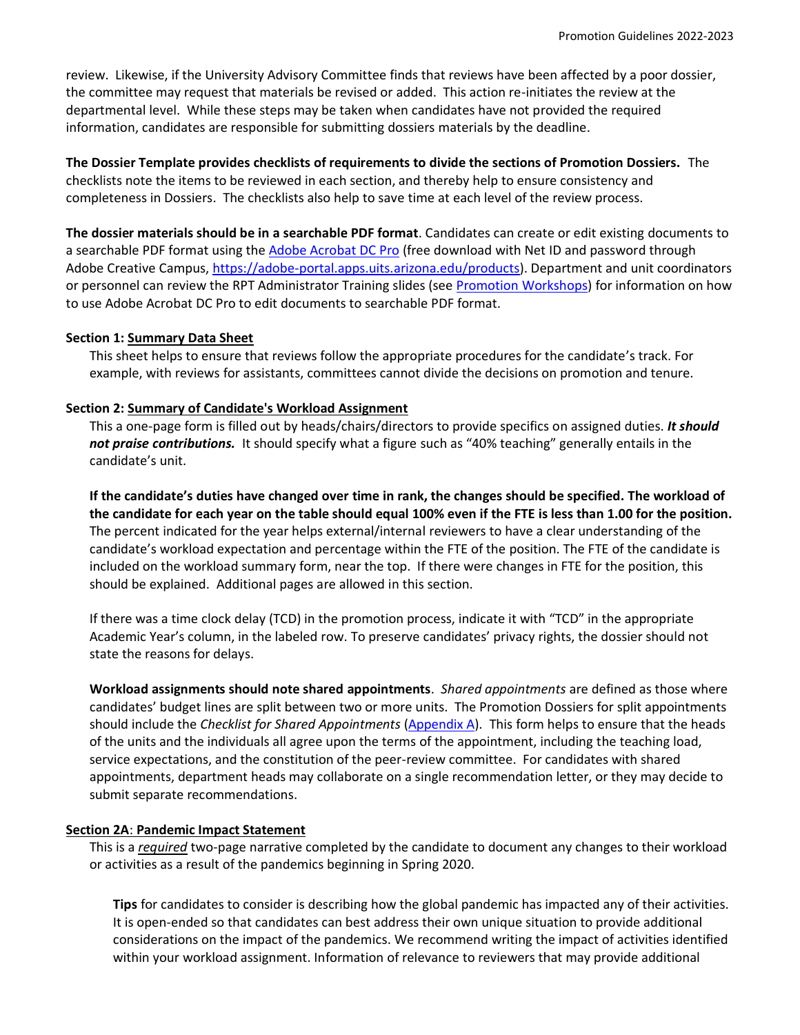review. Likewise, if the University Advisory Committee finds that reviews have been affected by a poor dossier, the committee may request that materials be revised or added. This action re-initiates the review at the departmental level. While these steps may be taken when candidates have not provided the required information, candidates are responsible for submitting dossiers materials by the deadline.

**The Dossier Template provides checklists of requirements to divide the sections of Promotion Dossiers.** The checklists note the items to be reviewed in each section, and thereby help to ensure consistency and completeness in Dossiers. The checklists also help to save time at each level of the review process.

**The dossier materials should be in a searchable PDF format**. Candidates can create or edit existing documents to a searchable PDF format using the Adobe Acrobat DC Pro (free download with Net ID and password through Adobe Creative Campus, https://adobe-portal.apps.uits.arizona.edu/products). Department and unit coordinators or personnel can review the RPT Administrator Training slides (see Promotion Workshops) for information on how to use Adobe Acrobat DC Pro to edit documents to searchable PDF format.

**Section 1: Summary Data Sheet**

This sheet helps to ensure that reviews follow the appropriate procedures for the candidate's track. For example, with reviews for assistants, committees cannot divide the decisions on promotion and tenure.

**Section 2: Summary of Candidate's Workload Assignment**

This a one-page form is filled out by heads/chairs/directors to provide specifics on assigned duties. ***It should not praise contributions.*** It should specify what a figure such as "40% teaching" generally entails in the candidate's unit.

**If the candidate's duties have changed over time in rank, the changes should be specified. The workload of the candidate for each year on the table should equal 100% even if the FTE is less than 1.00 for the position.** The percent indicated for the year helps external/internal reviewers to have a clear understanding of the candidate's workload expectation and percentage within the FTE of the position. The FTE of the candidate is included on the workload summary form, near the top. If there were changes in FTE for the position, this should be explained. Additional pages are allowed in this section.

If there was a time clock delay (TCD) in the promotion process, indicate it with "TCD" in the appropriate Academic Year's column, in the labeled row. To preserve candidates' privacy rights, the dossier should not state the reasons for delays.

**Workload assignments should note shared appointments**. *Shared appointments* are defined as those where candidates' budget lines are split between two or more units. The Promotion Dossiers for split appointments should include the *Checklist for Shared Appointments* (Appendix A). This form helps to ensure that the heads of the units and the individuals all agree upon the terms of the appointment, including the teaching load, service expectations, and the constitution of the peer-review committee. For candidates with shared appointments, department heads may collaborate on a single recommendation letter, or they may decide to submit separate recommendations.

**Section 2A: Pandemic Impact Statement**

This is a ***required*** two-page narrative completed by the candidate to document any changes to their workload or activities as a result of the pandemics beginning in Spring 2020.

**Tips** for candidates to consider is describing how the global pandemic has impacted any of their activities. It is open-ended so that candidates can best address their own unique situation to provide additional considerations on the impact of the pandemics. We recommend writing the impact of activities identified within your workload assignment. Information of relevance to reviewers that may provide additional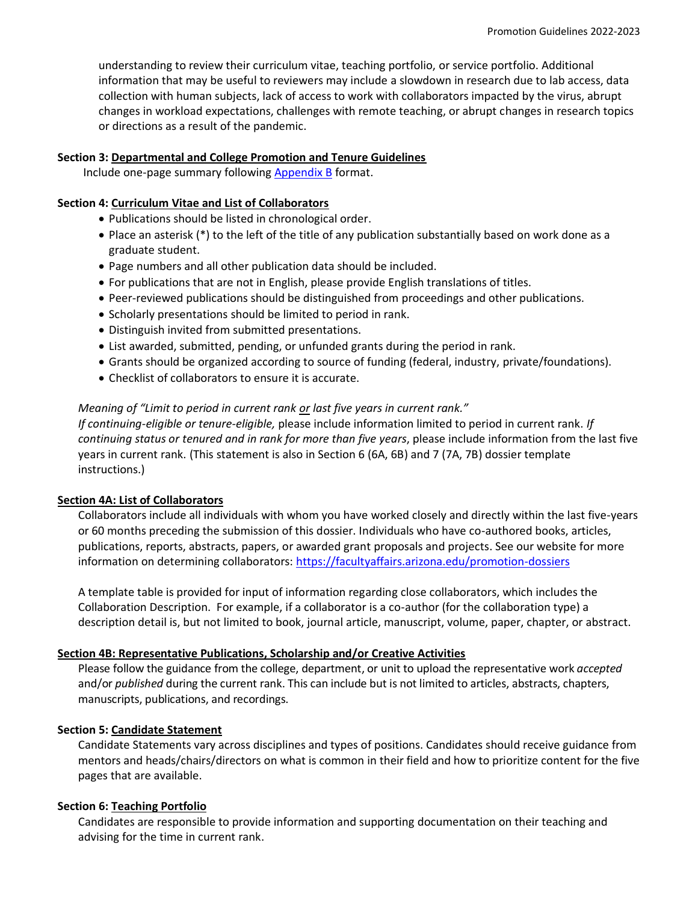understanding to review their curriculum vitae, teaching portfolio, or service portfolio. Additional information that may be useful to reviewers may include a slowdown in research due to lab access, data collection with human subjects, lack of access to work with collaborators impacted by the virus, abrupt changes in workload expectations, challenges with remote teaching, or abrupt changes in research topics or directions as a result of the pandemic.

**Section 3: Departmental and College Promotion and Tenure Guidelines**

Include one-page summary following Appendix B format.

**Section 4: Curriculum Vitae and List of Collaborators**

- Publications should be listed in chronological order.
- Place an asterisk (*) to the left of the title of any publication substantially based on work done as a graduate student.
- Page numbers and all other publication data should be included.
- For publications that are not in English, please provide English translations of titles.
- Peer-reviewed publications should be distinguished from proceedings and other publications.
- Scholarly presentations should be limited to period in rank.
- Distinguish invited from submitted presentations.
- List awarded, submitted, pending, or unfunded grants during the period in rank.
- Grants should be organized according to source of funding (federal, industry, private/foundations).
- Checklist of collaborators to ensure it is accurate.

*Meaning of "Limit to period in current rank or last five years in current rank."*
*If continuing-eligible or tenure-eligible,* please include information limited to period in current rank. *If continuing status or tenured and in rank for more than five years*, please include information from the last five years in current rank. (This statement is also in Section 6 (6A, 6B) and 7 (7A, 7B) dossier template instructions.)

**Section 4A: List of Collaborators**

Collaborators include all individuals with whom you have worked closely and directly within the last five-years or 60 months preceding the submission of this dossier. Individuals who have co-authored books, articles, publications, reports, abstracts, papers, or awarded grant proposals and projects. See our website for more information on determining collaborators: https://facultyaffairs.arizona.edu/promotion-dossiers

A template table is provided for input of information regarding close collaborators, which includes the Collaboration Description. For example, if a collaborator is a co-author (for the collaboration type) a description detail is, but not limited to book, journal article, manuscript, volume, paper, chapter, or abstract.

**Section 4B: Representative Publications, Scholarship and/or Creative Activities**

Please follow the guidance from the college, department, or unit to upload the representative work *accepted* and/or *published* during the current rank. This can include but is not limited to articles, abstracts, chapters, manuscripts, publications, and recordings.

**Section 5: Candidate Statement**

Candidate Statements vary across disciplines and types of positions. Candidates should receive guidance from mentors and heads/chairs/directors on what is common in their field and how to prioritize content for the five pages that are available.

**Section 6: Teaching Portfolio**

Candidates are responsible to provide information and supporting documentation on their teaching and advising for the time in current rank.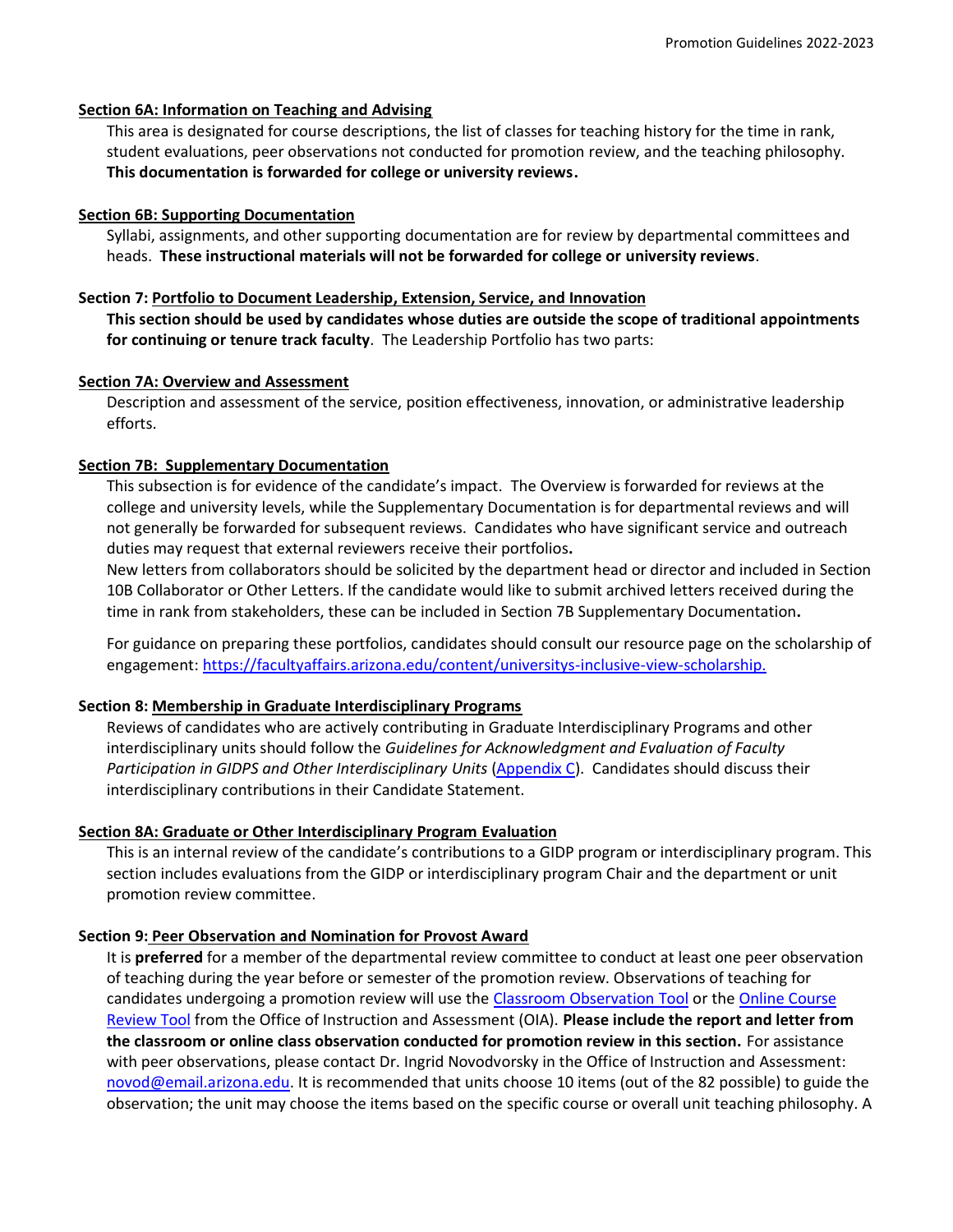**Section 6A: Information on Teaching and Advising**

This area is designated for course descriptions, the list of classes for teaching history for the time in rank, student evaluations, peer observations not conducted for promotion review, and the teaching philosophy. **This documentation is forwarded for college or university reviews.**

**Section 6B: Supporting Documentation**

Syllabi, assignments, and other supporting documentation are for review by departmental committees and heads. **These instructional materials will not be forwarded for college or university reviews**.

**Section 7: Portfolio to Document Leadership, Extension, Service, and Innovation**

**This section should be used by candidates whose duties are outside the scope of traditional appointments for continuing or tenure track faculty**. The Leadership Portfolio has two parts:

**Section 7A: Overview and Assessment**

Description and assessment of the service, position effectiveness, innovation, or administrative leadership efforts.

**Section 7B: Supplementary Documentation**

This subsection is for evidence of the candidate's impact. The Overview is forwarded for reviews at the college and university levels, while the Supplementary Documentation is for departmental reviews and will not generally be forwarded for subsequent reviews. Candidates who have significant service and outreach duties may request that external reviewers receive their portfolios**.**

New letters from collaborators should be solicited by the department head or director and included in Section 10B Collaborator or Other Letters. If the candidate would like to submit archived letters received during the time in rank from stakeholders, these can be included in Section 7B Supplementary Documentation**.**

For guidance on preparing these portfolios, candidates should consult our resource page on the scholarship of engagement: https://facultyaffairs.arizona.edu/content/universitys-inclusive-view-scholarship.

**Section 8: Membership in Graduate Interdisciplinary Programs**

Reviews of candidates who are actively contributing in Graduate Interdisciplinary Programs and other interdisciplinary units should follow the *Guidelines for Acknowledgment and Evaluation of Faculty Participation in GIDPS and Other Interdisciplinary Units* (Appendix C). Candidates should discuss their interdisciplinary contributions in their Candidate Statement.

**Section 8A: Graduate or Other Interdisciplinary Program Evaluation**

This is an internal review of the candidate's contributions to a GIDP program or interdisciplinary program. This section includes evaluations from the GIDP or interdisciplinary program Chair and the department or unit promotion review committee.

**Section 9: Peer Observation and Nomination for Provost Award**

It is **preferred** for a member of the departmental review committee to conduct at least one peer observation of teaching during the year before or semester of the promotion review. Observations of teaching for candidates undergoing a promotion review will use the Classroom Observation Tool or the Online Course Review Tool from the Office of Instruction and Assessment (OIA). **Please include the report and letter from the classroom or online class observation conducted for promotion review in this section.** For assistance with peer observations, please contact Dr. Ingrid Novodvorsky in the Office of Instruction and Assessment: novod@email.arizona.edu. It is recommended that units choose 10 items (out of the 82 possible) to guide the observation; the unit may choose the items based on the specific course or overall unit teaching philosophy. A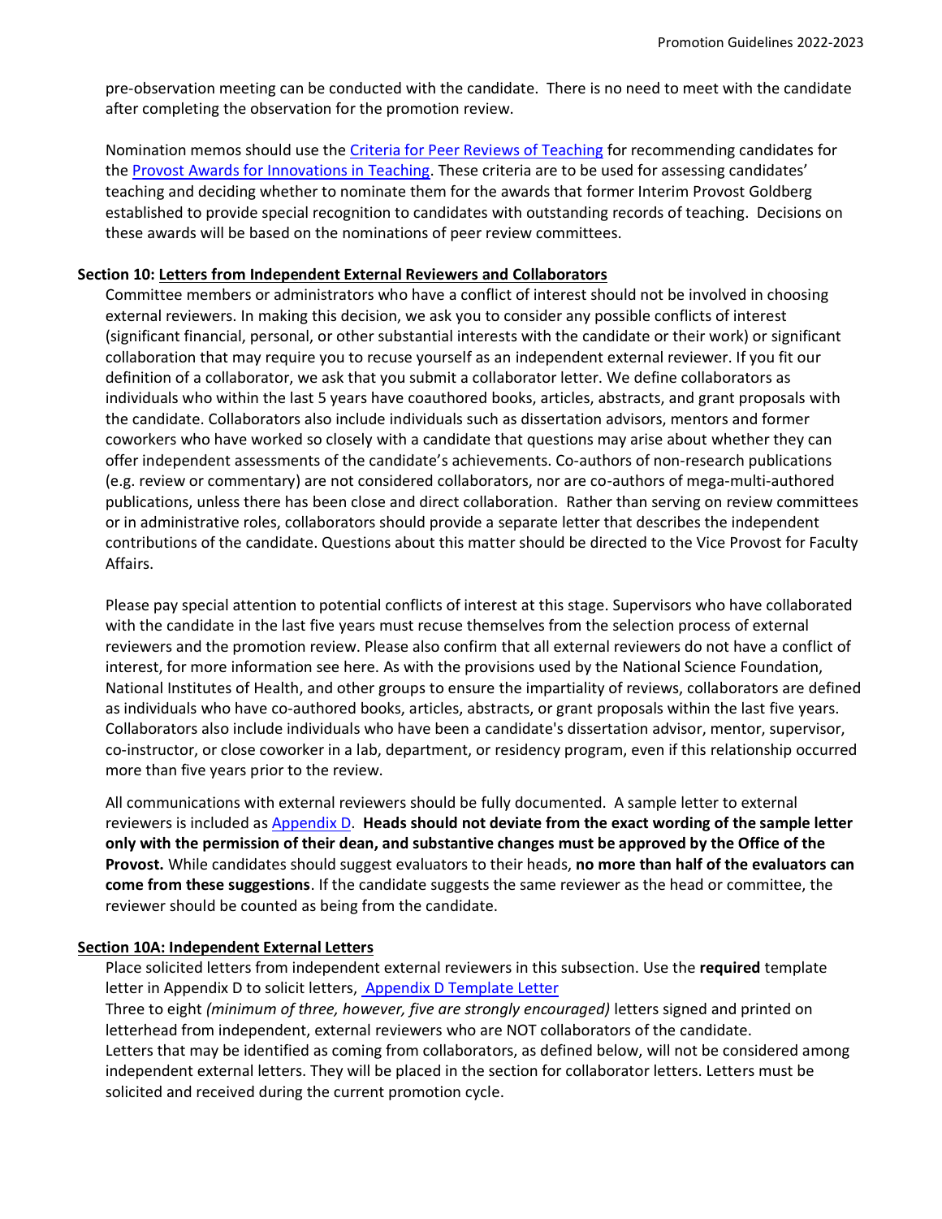pre-observation meeting can be conducted with the candidate. There is no need to meet with the candidate after completing the observation for the promotion review.

Nomination memos should use the Criteria for Peer Reviews of Teaching for recommending candidates for the Provost Awards for Innovations in Teaching. These criteria are to be used for assessing candidates' teaching and deciding whether to nominate them for the awards that former Interim Provost Goldberg established to provide special recognition to candidates with outstanding records of teaching. Decisions on these awards will be based on the nominations of peer review committees.

**Section 10: Letters from Independent External Reviewers and Collaborators**

Committee members or administrators who have a conflict of interest should not be involved in choosing external reviewers. In making this decision, we ask you to consider any possible conflicts of interest (significant financial, personal, or other substantial interests with the candidate or their work) or significant collaboration that may require you to recuse yourself as an independent external reviewer. If you fit our definition of a collaborator, we ask that you submit a collaborator letter. We define collaborators as individuals who within the last 5 years have coauthored books, articles, abstracts, and grant proposals with the candidate. Collaborators also include individuals such as dissertation advisors, mentors and former coworkers who have worked so closely with a candidate that questions may arise about whether they can offer independent assessments of the candidate's achievements. Co-authors of non-research publications (e.g. review or commentary) are not considered collaborators, nor are co-authors of mega-multi-authored publications, unless there has been close and direct collaboration. Rather than serving on review committees or in administrative roles, collaborators should provide a separate letter that describes the independent contributions of the candidate. Questions about this matter should be directed to the Vice Provost for Faculty Affairs.

Please pay special attention to potential conflicts of interest at this stage. Supervisors who have collaborated with the candidate in the last five years must recuse themselves from the selection process of external reviewers and the promotion review. Please also confirm that all external reviewers do not have a conflict of interest, for more information see here. As with the provisions used by the National Science Foundation, National Institutes of Health, and other groups to ensure the impartiality of reviews, collaborators are defined as individuals who have co-authored books, articles, abstracts, or grant proposals within the last five years. Collaborators also include individuals who have been a candidate's dissertation advisor, mentor, supervisor, co-instructor, or close coworker in a lab, department, or residency program, even if this relationship occurred more than five years prior to the review.

All communications with external reviewers should be fully documented. A sample letter to external reviewers is included as Appendix D. **Heads should not deviate from the exact wording of the sample letter only with the permission of their dean, and substantive changes must be approved by the Office of the Provost.** While candidates should suggest evaluators to their heads, **no more than half of the evaluators can come from these suggestions**. If the candidate suggests the same reviewer as the head or committee, the reviewer should be counted as being from the candidate.

**Section 10A: Independent External Letters**

Place solicited letters from independent external reviewers in this subsection. Use the **required** template letter in Appendix D to solicit letters, Appendix D Template Letter

Three to eight *(minimum of three, however, five are strongly encouraged)* letters signed and printed on letterhead from independent, external reviewers who are NOT collaborators of the candidate.

Letters that may be identified as coming from collaborators, as defined below, will not be considered among independent external letters. They will be placed in the section for collaborator letters. Letters must be solicited and received during the current promotion cycle.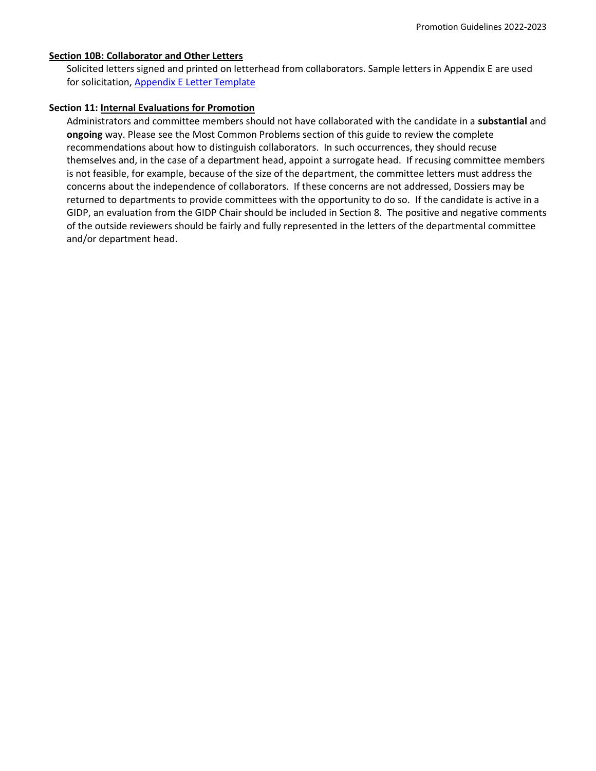**Section 10B: Collaborator and Other Letters**

Solicited letters signed and printed on letterhead from collaborators. Sample letters in Appendix E are used for solicitation, [Appendix E Letter Template]

**Section 11: Internal Evaluations for Promotion**

Administrators and committee members should not have collaborated with the candidate in a **substantial** and **ongoing** way. Please see the Most Common Problems section of this guide to review the complete recommendations about how to distinguish collaborators. In such occurrences, they should recuse themselves and, in the case of a department head, appoint a surrogate head. If recusing committee members is not feasible, for example, because of the size of the department, the committee letters must address the concerns about the independence of collaborators. If these concerns are not addressed, Dossiers may be returned to departments to provide committees with the opportunity to do so. If the candidate is active in a GIDP, an evaluation from the GIDP Chair should be included in Section 8. The positive and negative comments of the outside reviewers should be fairly and fully represented in the letters of the departmental committee and/or department head.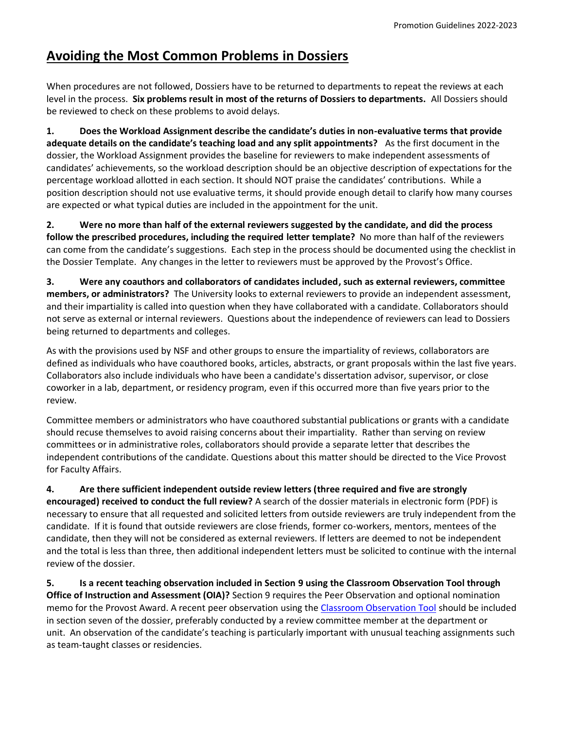## Avoiding the Most Common Problems in Dossiers

When procedures are not followed, Dossiers have to be returned to departments to repeat the reviews at each level in the process. **Six problems result in most of the returns of Dossiers to departments.** All Dossiers should be reviewed to check on these problems to avoid delays.

**1. Does the Workload Assignment describe the candidate's duties in non-evaluative terms that provide adequate details on the candidate's teaching load and any split appointments?** As the first document in the dossier, the Workload Assignment provides the baseline for reviewers to make independent assessments of candidates' achievements, so the workload description should be an objective description of expectations for the percentage workload allotted in each section. It should NOT praise the candidates' contributions. While a position description should not use evaluative terms, it should provide enough detail to clarify how many courses are expected or what typical duties are included in the appointment for the unit.

**2. Were no more than half of the external reviewers suggested by the candidate, and did the process follow the prescribed procedures, including the required letter template?** No more than half of the reviewers can come from the candidate's suggestions. Each step in the process should be documented using the checklist in the Dossier Template. Any changes in the letter to reviewers must be approved by the Provost's Office.

**3. Were any coauthors and collaborators of candidates included, such as external reviewers, committee members, or administrators?** The University looks to external reviewers to provide an independent assessment, and their impartiality is called into question when they have collaborated with a candidate. Collaborators should not serve as external or internal reviewers. Questions about the independence of reviewers can lead to Dossiers being returned to departments and colleges.

As with the provisions used by NSF and other groups to ensure the impartiality of reviews, collaborators are defined as individuals who have coauthored books, articles, abstracts, or grant proposals within the last five years. Collaborators also include individuals who have been a candidate's dissertation advisor, supervisor, or close coworker in a lab, department, or residency program, even if this occurred more than five years prior to the review.

Committee members or administrators who have coauthored substantial publications or grants with a candidate should recuse themselves to avoid raising concerns about their impartiality. Rather than serving on review committees or in administrative roles, collaborators should provide a separate letter that describes the independent contributions of the candidate. Questions about this matter should be directed to the Vice Provost for Faculty Affairs.

**4. Are there sufficient independent outside review letters (three required and five are strongly encouraged) received to conduct the full review?** A search of the dossier materials in electronic form (PDF) is necessary to ensure that all requested and solicited letters from outside reviewers are truly independent from the candidate. If it is found that outside reviewers are close friends, former co-workers, mentors, mentees of the candidate, then they will not be considered as external reviewers. If letters are deemed to not be independent and the total is less than three, then additional independent letters must be solicited to continue with the internal review of the dossier.

**5. Is a recent teaching observation included in Section 9 using the Classroom Observation Tool through Office of Instruction and Assessment (OIA)?** Section 9 requires the Peer Observation and optional nomination memo for the Provost Award. A recent peer observation using the [Classroom Observation Tool] should be included in section seven of the dossier, preferably conducted by a review committee member at the department or unit. An observation of the candidate's teaching is particularly important with unusual teaching assignments such as team-taught classes or residencies.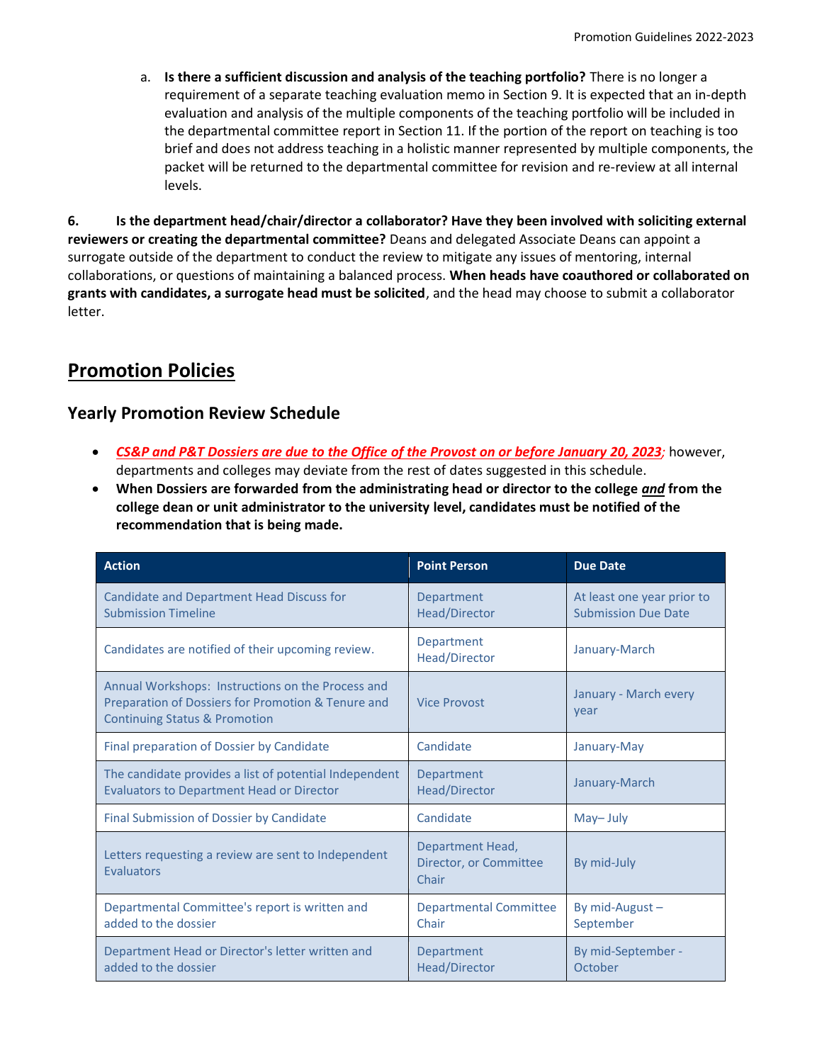a. **Is there a sufficient discussion and analysis of the teaching portfolio?** There is no longer a requirement of a separate teaching evaluation memo in Section 9. It is expected that an in-depth evaluation and analysis of the multiple components of the teaching portfolio will be included in the departmental committee report in Section 11. If the portion of the report on teaching is too brief and does not address teaching in a holistic manner represented by multiple components, the packet will be returned to the departmental committee for revision and re-review at all internal levels.

**6. Is the department head/chair/director a collaborator? Have they been involved with soliciting external reviewers or creating the departmental committee?** Deans and delegated Associate Deans can appoint a surrogate outside of the department to conduct the review to mitigate any issues of mentoring, internal collaborations, or questions of maintaining a balanced process. **When heads have coauthored or collaborated on grants with candidates, a surrogate head must be solicited**, and the head may choose to submit a collaborator letter.

# Promotion Policies

## Yearly Promotion Review Schedule

- ***CS&P and P&T Dossiers are due to the Office of the Provost on or before January 20, 2023***; however, departments and colleges may deviate from the rest of dates suggested in this schedule.
- **When Dossiers are forwarded from the administrating head or director to the college *and* from the college dean or unit administrator to the university level, candidates must be notified of the recommendation that is being made.**

| Action | Point Person | Due Date |
|---|---|---|
| Candidate and Department Head Discuss for Submission Timeline | Department Head/Director | At least one year prior to Submission Due Date |
| Candidates are notified of their upcoming review. | Department Head/Director | January-March |
| Annual Workshops: Instructions on the Process and Preparation of Dossiers for Promotion & Tenure and Continuing Status & Promotion | Vice Provost | January - March every year |
| Final preparation of Dossier by Candidate | Candidate | January-May |
| The candidate provides a list of potential Independent Evaluators to Department Head or Director | Department Head/Director | January-March |
| Final Submission of Dossier by Candidate | Candidate | May– July |
| Letters requesting a review are sent to Independent Evaluators | Department Head, Director, or Committee Chair | By mid-July |
| Departmental Committee's report is written and added to the dossier | Departmental Committee Chair | By mid-August – September |
| Department Head or Director's letter written and added to the dossier | Department Head/Director | By mid-September - October |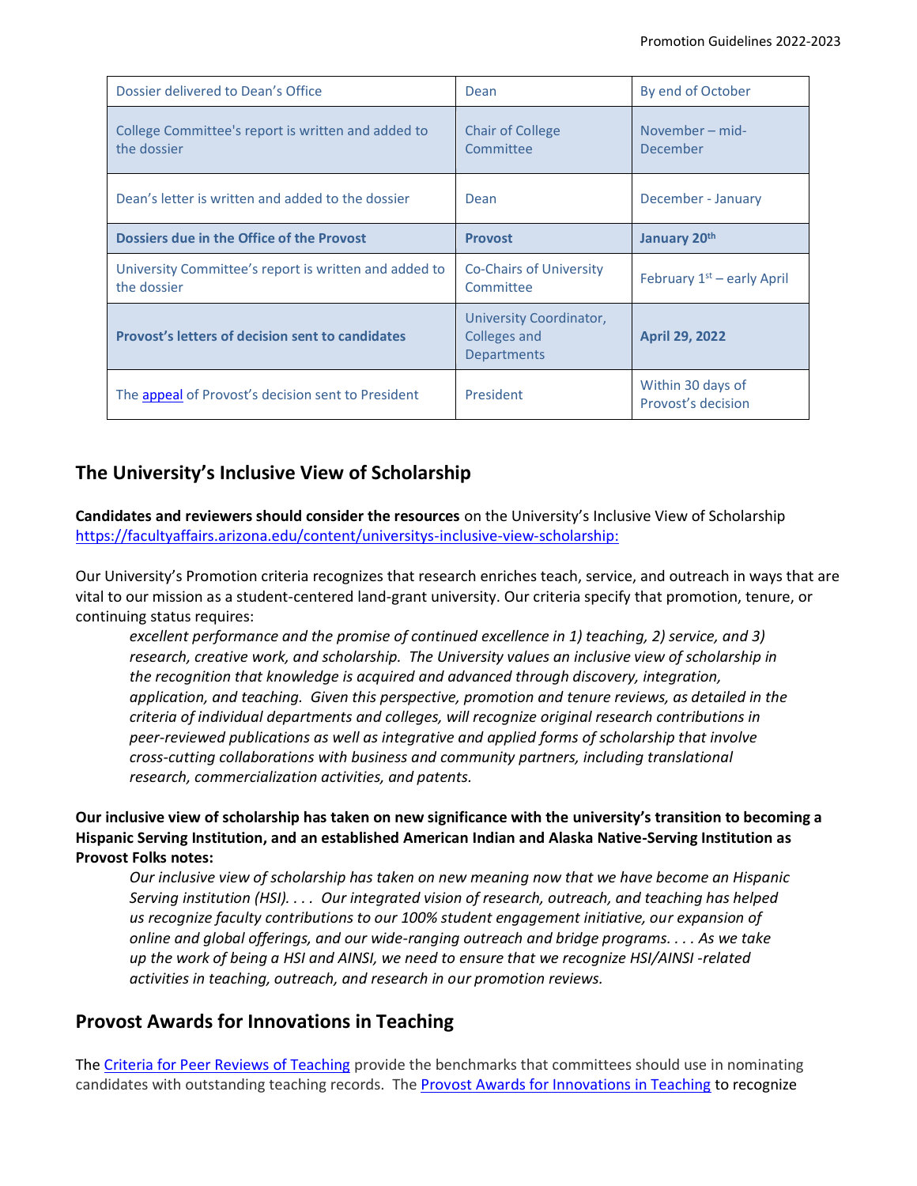| | | |
|---|---|---|
| Dossier delivered to Dean's Office | Dean | By end of October |
| College Committee's report is written and added to the dossier | Chair of College Committee | November – mid-December |
| Dean's letter is written and added to the dossier | Dean | December - January |
| **Dossiers due in the Office of the Provost** | **Provost** | **January 20th** |
| University Committee's report is written and added to the dossier | Co-Chairs of University Committee | February 1st – early April |
| **Provost's letters of decision sent to candidates** | University Coordinator, Colleges and Departments | **April 29, 2022** |
| The appeal of Provost's decision sent to President | President | Within 30 days of Provost's decision |

## The University's Inclusive View of Scholarship

**Candidates and reviewers should consider the resources** on the University's Inclusive View of Scholarship https://facultyaffairs.arizona.edu/content/universitys-inclusive-view-scholarship:

Our University's Promotion criteria recognizes that research enriches teach, service, and outreach in ways that are vital to our mission as a student-centered land-grant university. Our criteria specify that promotion, tenure, or continuing status requires:

> *excellent performance and the promise of continued excellence in 1) teaching, 2) service, and 3) research, creative work, and scholarship. The University values an inclusive view of scholarship in the recognition that knowledge is acquired and advanced through discovery, integration, application, and teaching. Given this perspective, promotion and tenure reviews, as detailed in the criteria of individual departments and colleges, will recognize original research contributions in peer-reviewed publications as well as integrative and applied forms of scholarship that involve cross-cutting collaborations with business and community partners, including translational research, commercialization activities, and patents.*

**Our inclusive view of scholarship has taken on new significance with the university's transition to becoming a Hispanic Serving Institution, and an established American Indian and Alaska Native-Serving Institution as Provost Folks notes:**

> *Our inclusive view of scholarship has taken on new meaning now that we have become an Hispanic Serving institution (HSI). . . . Our integrated vision of research, outreach, and teaching has helped us recognize faculty contributions to our 100% student engagement initiative, our expansion of online and global offerings, and our wide-ranging outreach and bridge programs. . . . As we take up the work of being a HSI and AINSI, we need to ensure that we recognize HSI/AINSI -related activities in teaching, outreach, and research in our promotion reviews.*

## Provost Awards for Innovations in Teaching

The Criteria for Peer Reviews of Teaching provide the benchmarks that committees should use in nominating candidates with outstanding teaching records. The Provost Awards for Innovations in Teaching to recognize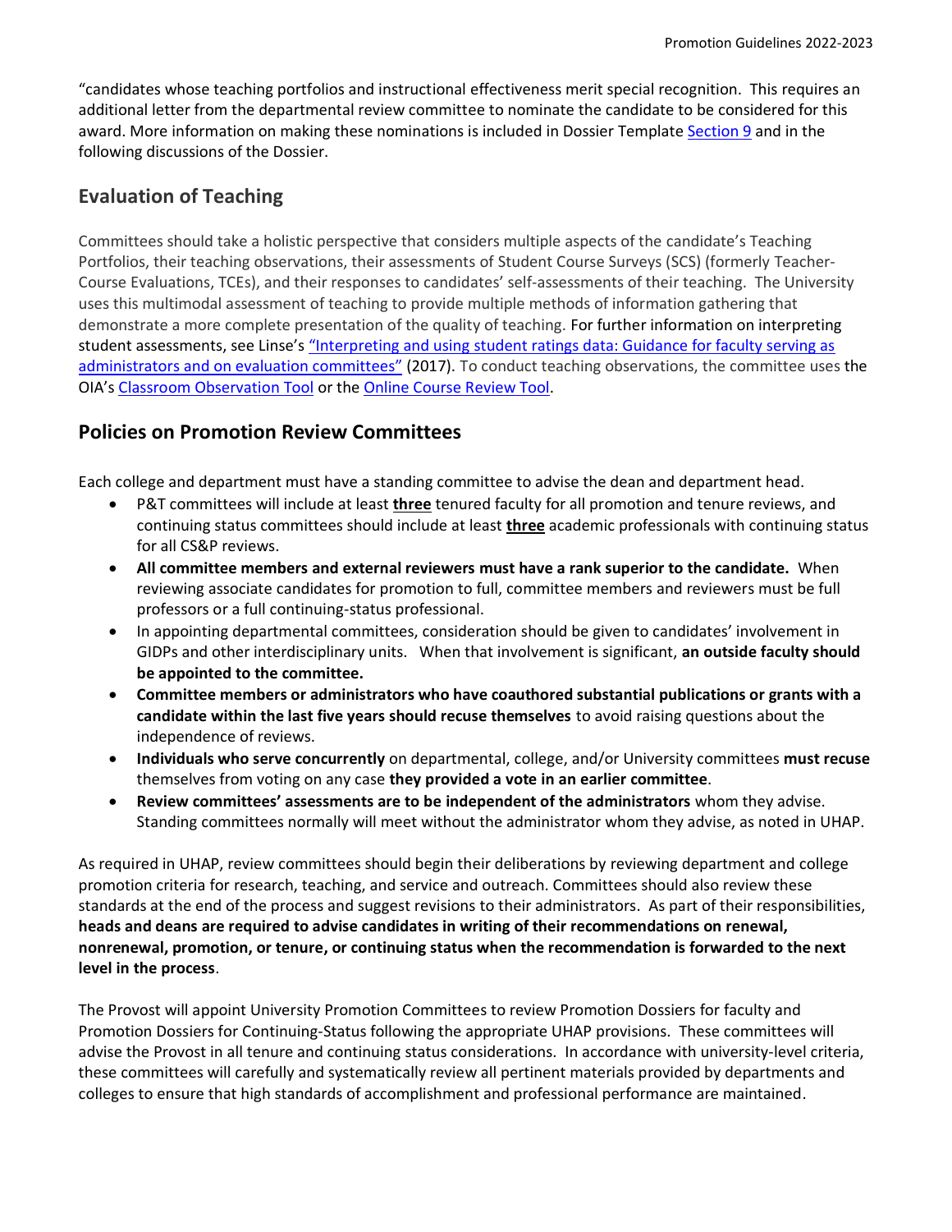"candidates whose teaching portfolios and instructional effectiveness merit special recognition. This requires an additional letter from the departmental review committee to nominate the candidate to be considered for this award. More information on making these nominations is included in Dossier Template [Section 9](#) and in the following discussions of the Dossier.

## Evaluation of Teaching

Committees should take a holistic perspective that considers multiple aspects of the candidate's Teaching Portfolios, their teaching observations, their assessments of Student Course Surveys (SCS) (formerly Teacher-Course Evaluations, TCEs), and their responses to candidates' self-assessments of their teaching. The University uses this multimodal assessment of teaching to provide multiple methods of information gathering that demonstrate a more complete presentation of the quality of teaching. For further information on interpreting student assessments, see Linse's ["Interpreting and using student ratings data: Guidance for faculty serving as administrators and on evaluation committees"](#) (2017). To conduct teaching observations, the committee uses the OIA's [Classroom Observation Tool](#) or the [Online Course Review Tool](#).

## Policies on Promotion Review Committees

Each college and department must have a standing committee to advise the dean and department head.

- P&T committees will include at least **three** tenured faculty for all promotion and tenure reviews, and continuing status committees should include at least **three** academic professionals with continuing status for all CS&P reviews.
- **All committee members and external reviewers must have a rank superior to the candidate.** When reviewing associate candidates for promotion to full, committee members and reviewers must be full professors or a full continuing-status professional.
- In appointing departmental committees, consideration should be given to candidates' involvement in GIDPs and other interdisciplinary units. When that involvement is significant, **an outside faculty should be appointed to the committee.**
- **Committee members or administrators who have coauthored substantial publications or grants with a candidate within the last five years should recuse themselves** to avoid raising questions about the independence of reviews.
- **Individuals who serve concurrently** on departmental, college, and/or University committees **must recuse** themselves from voting on any case **they provided a vote in an earlier committee**.
- **Review committees' assessments are to be independent of the administrators** whom they advise. Standing committees normally will meet without the administrator whom they advise, as noted in UHAP.

As required in UHAP, review committees should begin their deliberations by reviewing department and college promotion criteria for research, teaching, and service and outreach. Committees should also review these standards at the end of the process and suggest revisions to their administrators. As part of their responsibilities, **heads and deans are required to advise candidates in writing of their recommendations on renewal, nonrenewal, promotion, or tenure, or continuing status when the recommendation is forwarded to the next level in the process**.

The Provost will appoint University Promotion Committees to review Promotion Dossiers for faculty and Promotion Dossiers for Continuing-Status following the appropriate UHAP provisions. These committees will advise the Provost in all tenure and continuing status considerations. In accordance with university-level criteria, these committees will carefully and systematically review all pertinent materials provided by departments and colleges to ensure that high standards of accomplishment and professional performance are maintained.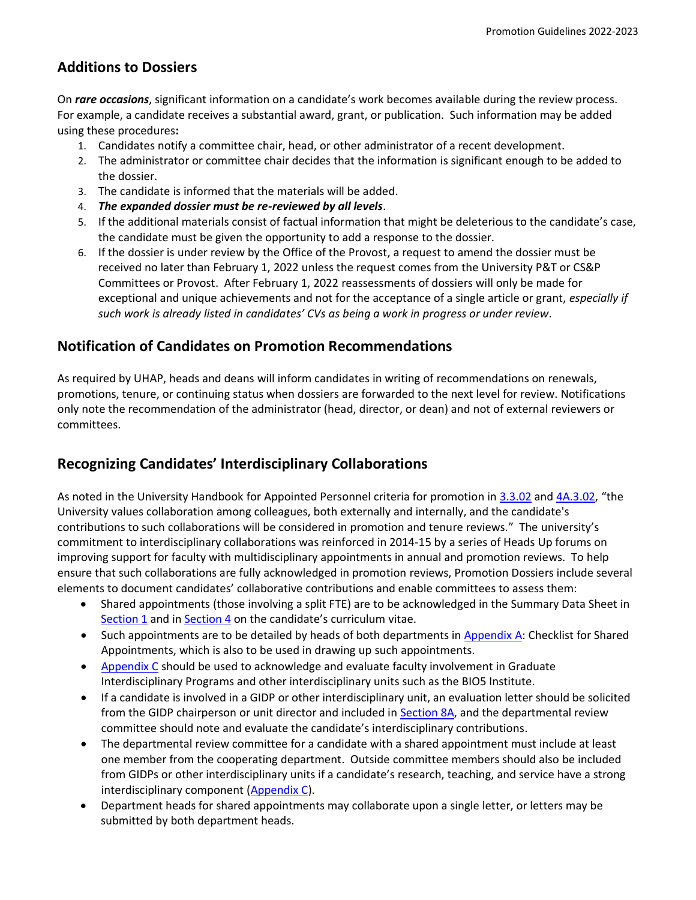## Additions to Dossiers

On ***rare occasions***, significant information on a candidate's work becomes available during the review process. For example, a candidate receives a substantial award, grant, or publication. Such information may be added using these procedures**:**

1. Candidates notify a committee chair, head, or other administrator of a recent development.
2. The administrator or committee chair decides that the information is significant enough to be added to the dossier.
3. The candidate is informed that the materials will be added.
4. ***The expanded dossier must be re-reviewed by all levels***.
5. If the additional materials consist of factual information that might be deleterious to the candidate's case, the candidate must be given the opportunity to add a response to the dossier.
6. If the dossier is under review by the Office of the Provost, a request to amend the dossier must be received no later than February 1, 2022 unless the request comes from the University P&T or CS&P Committees or Provost. After February 1, 2022 reassessments of dossiers will only be made for exceptional and unique achievements and not for the acceptance of a single article or grant, *especially if such work is already listed in candidates' CVs as being a work in progress or under review*.

## Notification of Candidates on Promotion Recommendations

As required by UHAP, heads and deans will inform candidates in writing of recommendations on renewals, promotions, tenure, or continuing status when dossiers are forwarded to the next level for review. Notifications only note the recommendation of the administrator (head, director, or dean) and not of external reviewers or committees.

## Recognizing Candidates' Interdisciplinary Collaborations

As noted in the University Handbook for Appointed Personnel criteria for promotion in 3.3.02 and 4A.3.02, "the University values collaboration among colleagues, both externally and internally, and the candidate's contributions to such collaborations will be considered in promotion and tenure reviews." The university's commitment to interdisciplinary collaborations was reinforced in 2014-15 by a series of Heads Up forums on improving support for faculty with multidisciplinary appointments in annual and promotion reviews. To help ensure that such collaborations are fully acknowledged in promotion reviews, Promotion Dossiers include several elements to document candidates' collaborative contributions and enable committees to assess them:

- Shared appointments (those involving a split FTE) are to be acknowledged in the Summary Data Sheet in Section 1 and in Section 4 on the candidate's curriculum vitae.
- Such appointments are to be detailed by heads of both departments in Appendix A: Checklist for Shared Appointments, which is also to be used in drawing up such appointments.
- Appendix C should be used to acknowledge and evaluate faculty involvement in Graduate Interdisciplinary Programs and other interdisciplinary units such as the BIO5 Institute.
- If a candidate is involved in a GIDP or other interdisciplinary unit, an evaluation letter should be solicited from the GIDP chairperson or unit director and included in Section 8A, and the departmental review committee should note and evaluate the candidate's interdisciplinary contributions.
- The departmental review committee for a candidate with a shared appointment must include at least one member from the cooperating department. Outside committee members should also be included from GIDPs or other interdisciplinary units if a candidate's research, teaching, and service have a strong interdisciplinary component (Appendix C).
- Department heads for shared appointments may collaborate upon a single letter, or letters may be submitted by both department heads.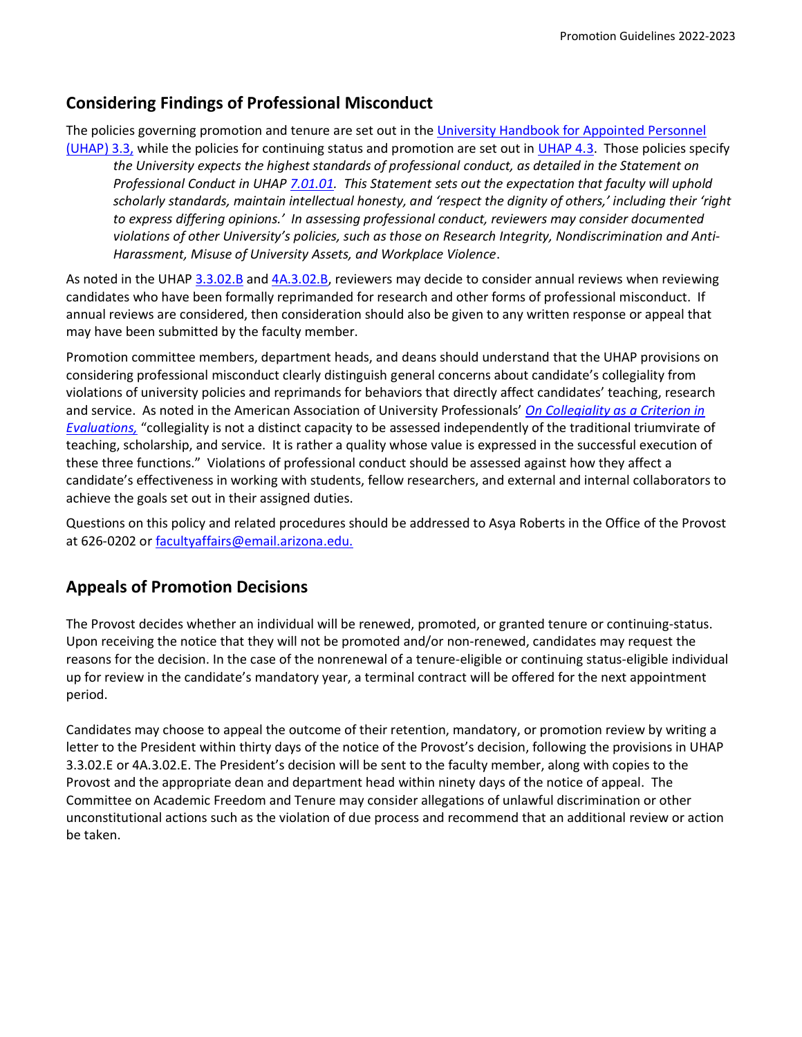## Considering Findings of Professional Misconduct

The policies governing promotion and tenure are set out in the University Handbook for Appointed Personnel (UHAP) 3.3, while the policies for continuing status and promotion are set out in UHAP 4.3. Those policies specify

> *the University expects the highest standards of professional conduct, as detailed in the Statement on Professional Conduct in UHAP 7.01.01. This Statement sets out the expectation that faculty will uphold scholarly standards, maintain intellectual honesty, and 'respect the dignity of others,' including their 'right to express differing opinions.' In assessing professional conduct, reviewers may consider documented violations of other University's policies, such as those on Research Integrity, Nondiscrimination and Anti-Harassment, Misuse of University Assets, and Workplace Violence*.

As noted in the UHAP 3.3.02.B and 4A.3.02.B, reviewers may decide to consider annual reviews when reviewing candidates who have been formally reprimanded for research and other forms of professional misconduct. If annual reviews are considered, then consideration should also be given to any written response or appeal that may have been submitted by the faculty member.

Promotion committee members, department heads, and deans should understand that the UHAP provisions on considering professional misconduct clearly distinguish general concerns about candidate's collegiality from violations of university policies and reprimands for behaviors that directly affect candidates' teaching, research and service. As noted in the American Association of University Professionals' *On Collegiality as a Criterion in Evaluations,* "collegiality is not a distinct capacity to be assessed independently of the traditional triumvirate of teaching, scholarship, and service. It is rather a quality whose value is expressed in the successful execution of these three functions." Violations of professional conduct should be assessed against how they affect a candidate's effectiveness in working with students, fellow researchers, and external and internal collaborators to achieve the goals set out in their assigned duties.

Questions on this policy and related procedures should be addressed to Asya Roberts in the Office of the Provost at 626-0202 or facultyaffairs@email.arizona.edu.

## Appeals of Promotion Decisions

The Provost decides whether an individual will be renewed, promoted, or granted tenure or continuing-status. Upon receiving the notice that they will not be promoted and/or non-renewed, candidates may request the reasons for the decision. In the case of the nonrenewal of a tenure-eligible or continuing status-eligible individual up for review in the candidate's mandatory year, a terminal contract will be offered for the next appointment period.

Candidates may choose to appeal the outcome of their retention, mandatory, or promotion review by writing a letter to the President within thirty days of the notice of the Provost's decision, following the provisions in UHAP 3.3.02.E or 4A.3.02.E. The President's decision will be sent to the faculty member, along with copies to the Provost and the appropriate dean and department head within ninety days of the notice of appeal. The Committee on Academic Freedom and Tenure may consider allegations of unlawful discrimination or other unconstitutional actions such as the violation of due process and recommend that an additional review or action be taken.